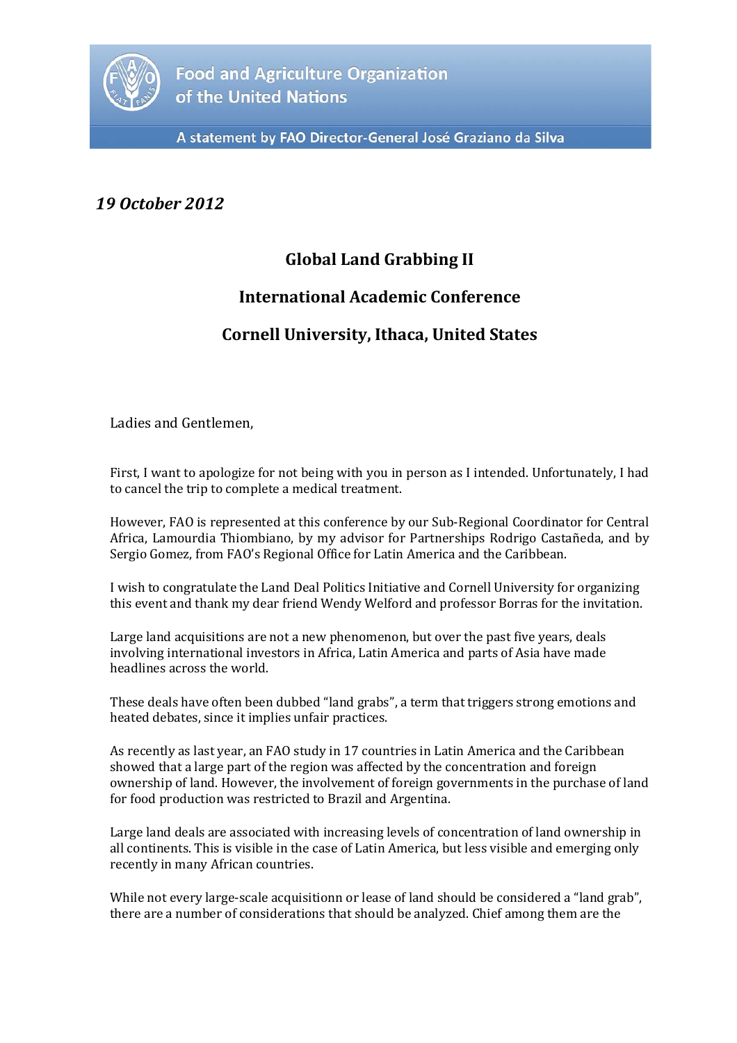Food and Agriculture Organization of the United Nations

A statement by FAO Director-General José Graziano da Silva

*19 October 2012*

## Global Land Grabbing II

## International Academic Conference

## Cornell University, Ithaca, United States

Ladies and Gentlemen,

First, I want to apologize for not being with you in person as I intended. Unfortunately, I had to cancel the trip to complete a medical treatment.

However, FAO is represented at this conference by our Sub-Regional Coordinator for Central Africa, Lamourdia Thiombiano, by my advisor for Partnerships Rodrigo Castañeda, and by Sergio Gomez, from FAO's Regional Office for Latin America and the Caribbean.

I wish to congratulate the Land Deal Politics Initiative and Cornell University for organizing this event and thank my dear friend Wendy Welford and professor Borras for the invitation.

Large land acquisitions are not a new phenomenon, but over the past five years, deals involving international investors in Africa, Latin America and parts of Asia have made headlines across the world.

These deals have often been dubbed "land grabs", a term that triggers strong emotions and heated debates, since it implies unfair practices.

As recently as last year, an FAO study in 17 countries in Latin America and the Caribbean showed that a large part of the region was affected by the concentration and foreign ownership of land. However, the involvement of foreign governments in the purchase of land for food production was restricted to Brazil and Argentina.

Large land deals are associated with increasing levels of concentration of land ownership in all continents. This is visible in the case of Latin America, but less visible and emerging only recently in many African countries.

While not every large-scale acquisitionn or lease of land should be considered a "land grab", there are a number of considerations that should be analyzed. Chief among them are the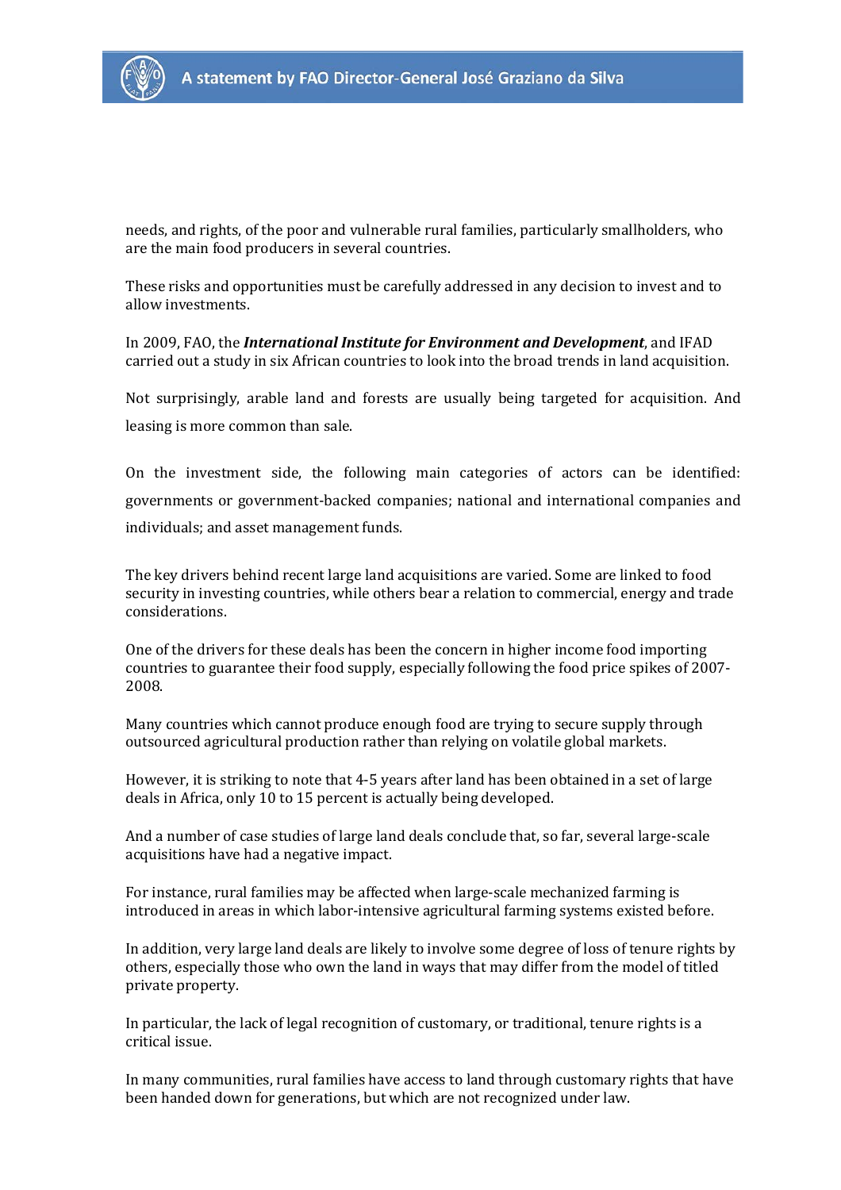needs, and rights, of the poor and vulnerable rural families, particularly smallholders, who are the main food producers in several countries.

These risks and opportunities must be carefully addressed in any decision to invest and to allow investments.

In 2009, FAO, the ***International Institute for Environment and Development***, and IFAD carried out a study in six African countries to look into the broad trends in land acquisition.

Not surprisingly, arable land and forests are usually being targeted for acquisition. And leasing is more common than sale.

On the investment side, the following main categories of actors can be identified: governments or government-backed companies; national and international companies and individuals; and asset management funds.

The key drivers behind recent large land acquisitions are varied. Some are linked to food security in investing countries, while others bear a relation to commercial, energy and trade considerations.

One of the drivers for these deals has been the concern in higher income food importing countries to guarantee their food supply, especially following the food price spikes of 2007-2008.

Many countries which cannot produce enough food are trying to secure supply through outsourced agricultural production rather than relying on volatile global markets.

However, it is striking to note that 4-5 years after land has been obtained in a set of large deals in Africa, only 10 to 15 percent is actually being developed.

And a number of case studies of large land deals conclude that, so far, several large-scale acquisitions have had a negative impact.

For instance, rural families may be affected when large-scale mechanized farming is introduced in areas in which labor-intensive agricultural farming systems existed before.

In addition, very large land deals are likely to involve some degree of loss of tenure rights by others, especially those who own the land in ways that may differ from the model of titled private property.

In particular, the lack of legal recognition of customary, or traditional, tenure rights is a critical issue.

In many communities, rural families have access to land through customary rights that have been handed down for generations, but which are not recognized under law.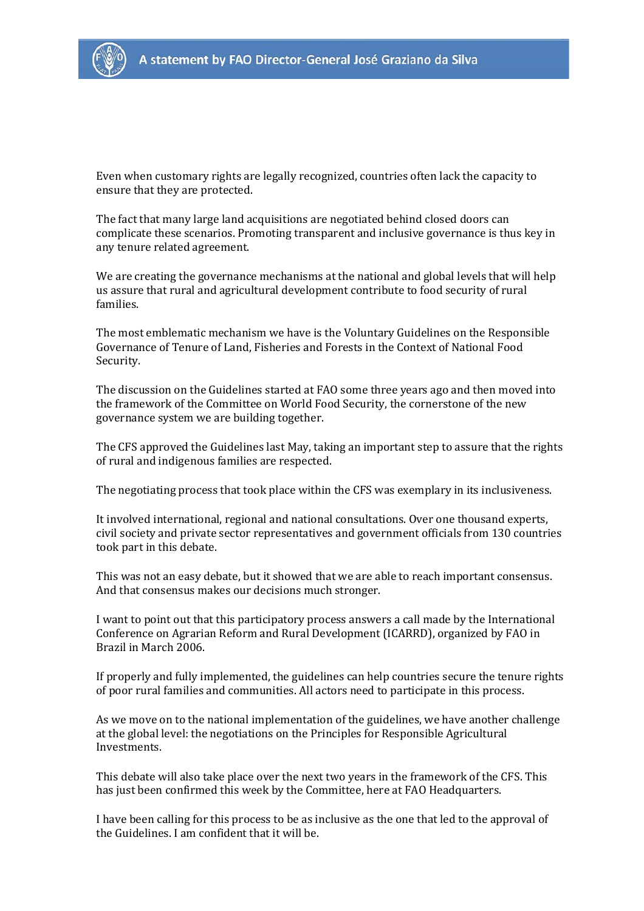Even when customary rights are legally recognized, countries often lack the capacity to ensure that they are protected.

The fact that many large land acquisitions are negotiated behind closed doors can complicate these scenarios. Promoting transparent and inclusive governance is thus key in any tenure related agreement.

We are creating the governance mechanisms at the national and global levels that will help us assure that rural and agricultural development contribute to food security of rural families.

The most emblematic mechanism we have is the Voluntary Guidelines on the Responsible Governance of Tenure of Land, Fisheries and Forests in the Context of National Food Security.

The discussion on the Guidelines started at FAO some three years ago and then moved into the framework of the Committee on World Food Security, the cornerstone of the new governance system we are building together.

The CFS approved the Guidelines last May, taking an important step to assure that the rights of rural and indigenous families are respected.

The negotiating process that took place within the CFS was exemplary in its inclusiveness.

It involved international, regional and national consultations. Over one thousand experts, civil society and private sector representatives and government officials from 130 countries took part in this debate.

This was not an easy debate, but it showed that we are able to reach important consensus. And that consensus makes our decisions much stronger.

I want to point out that this participatory process answers a call made by the International Conference on Agrarian Reform and Rural Development (ICARRD), organized by FAO in Brazil in March 2006.

If properly and fully implemented, the guidelines can help countries secure the tenure rights of poor rural families and communities. All actors need to participate in this process.

As we move on to the national implementation of the guidelines, we have another challenge at the global level: the negotiations on the Principles for Responsible Agricultural Investments.

This debate will also take place over the next two years in the framework of the CFS. This has just been confirmed this week by the Committee, here at FAO Headquarters.

I have been calling for this process to be as inclusive as the one that led to the approval of the Guidelines. I am confident that it will be.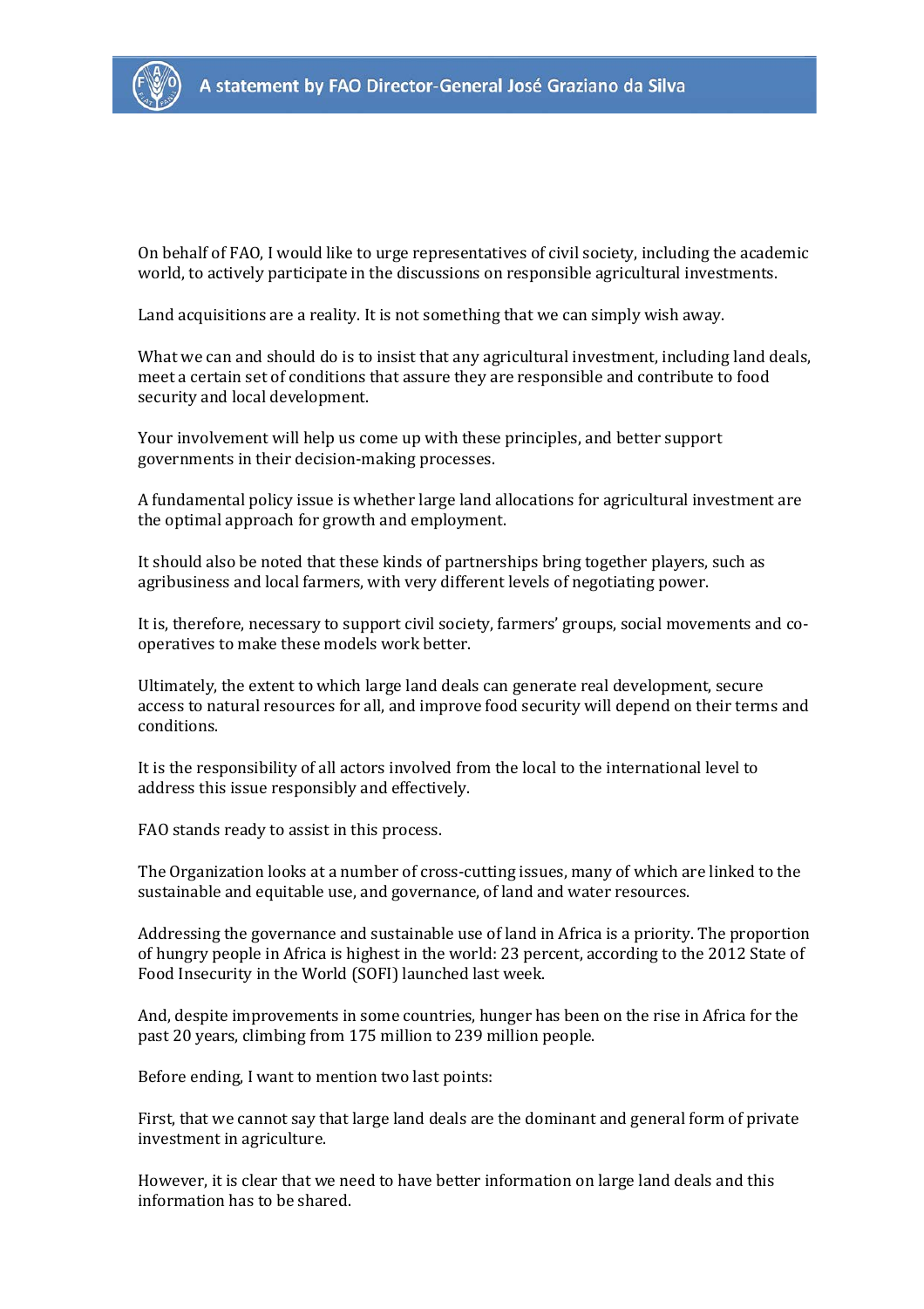On behalf of FAO, I would like to urge representatives of civil society, including the academic world, to actively participate in the discussions on responsible agricultural investments.

Land acquisitions are a reality. It is not something that we can simply wish away.

What we can and should do is to insist that any agricultural investment, including land deals, meet a certain set of conditions that assure they are responsible and contribute to food security and local development.

Your involvement will help us come up with these principles, and better support governments in their decision-making processes.

A fundamental policy issue is whether large land allocations for agricultural investment are the optimal approach for growth and employment.

It should also be noted that these kinds of partnerships bring together players, such as agribusiness and local farmers, with very different levels of negotiating power.

It is, therefore, necessary to support civil society, farmers' groups, social movements and co-operatives to make these models work better.

Ultimately, the extent to which large land deals can generate real development, secure access to natural resources for all, and improve food security will depend on their terms and conditions.

It is the responsibility of all actors involved from the local to the international level to address this issue responsibly and effectively.

FAO stands ready to assist in this process.

The Organization looks at a number of cross-cutting issues, many of which are linked to the sustainable and equitable use, and governance, of land and water resources.

Addressing the governance and sustainable use of land in Africa is a priority. The proportion of hungry people in Africa is highest in the world: 23 percent, according to the 2012 State of Food Insecurity in the World (SOFI) launched last week.

And, despite improvements in some countries, hunger has been on the rise in Africa for the past 20 years, climbing from 175 million to 239 million people.

Before ending, I want to mention two last points:

First, that we cannot say that large land deals are the dominant and general form of private investment in agriculture.

However, it is clear that we need to have better information on large land deals and this information has to be shared.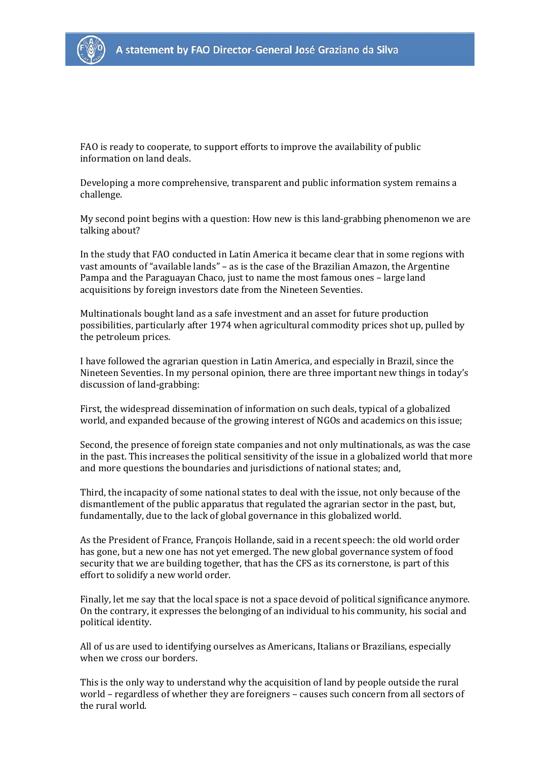FAO is ready to cooperate, to support efforts to improve the availability of public information on land deals.

Developing a more comprehensive, transparent and public information system remains a challenge.

My second point begins with a question: How new is this land-grabbing phenomenon we are talking about?

In the study that FAO conducted in Latin America it became clear that in some regions with vast amounts of "available lands" – as is the case of the Brazilian Amazon, the Argentine Pampa and the Paraguayan Chaco, just to name the most famous ones – large land acquisitions by foreign investors date from the Nineteen Seventies.

Multinationals bought land as a safe investment and an asset for future production possibilities, particularly after 1974 when agricultural commodity prices shot up, pulled by the petroleum prices.

I have followed the agrarian question in Latin America, and especially in Brazil, since the Nineteen Seventies. In my personal opinion, there are three important new things in today's discussion of land-grabbing:

First, the widespread dissemination of information on such deals, typical of a globalized world, and expanded because of the growing interest of NGOs and academics on this issue;

Second, the presence of foreign state companies and not only multinationals, as was the case in the past. This increases the political sensitivity of the issue in a globalized world that more and more questions the boundaries and jurisdictions of national states; and,

Third, the incapacity of some national states to deal with the issue, not only because of the dismantlement of the public apparatus that regulated the agrarian sector in the past, but, fundamentally, due to the lack of global governance in this globalized world.

As the President of France, François Hollande, said in a recent speech: the old world order has gone, but a new one has not yet emerged. The new global governance system of food security that we are building together, that has the CFS as its cornerstone, is part of this effort to solidify a new world order.

Finally, let me say that the local space is not a space devoid of political significance anymore. On the contrary, it expresses the belonging of an individual to his community, his social and political identity.

All of us are used to identifying ourselves as Americans, Italians or Brazilians, especially when we cross our borders.

This is the only way to understand why the acquisition of land by people outside the rural world – regardless of whether they are foreigners – causes such concern from all sectors of the rural world.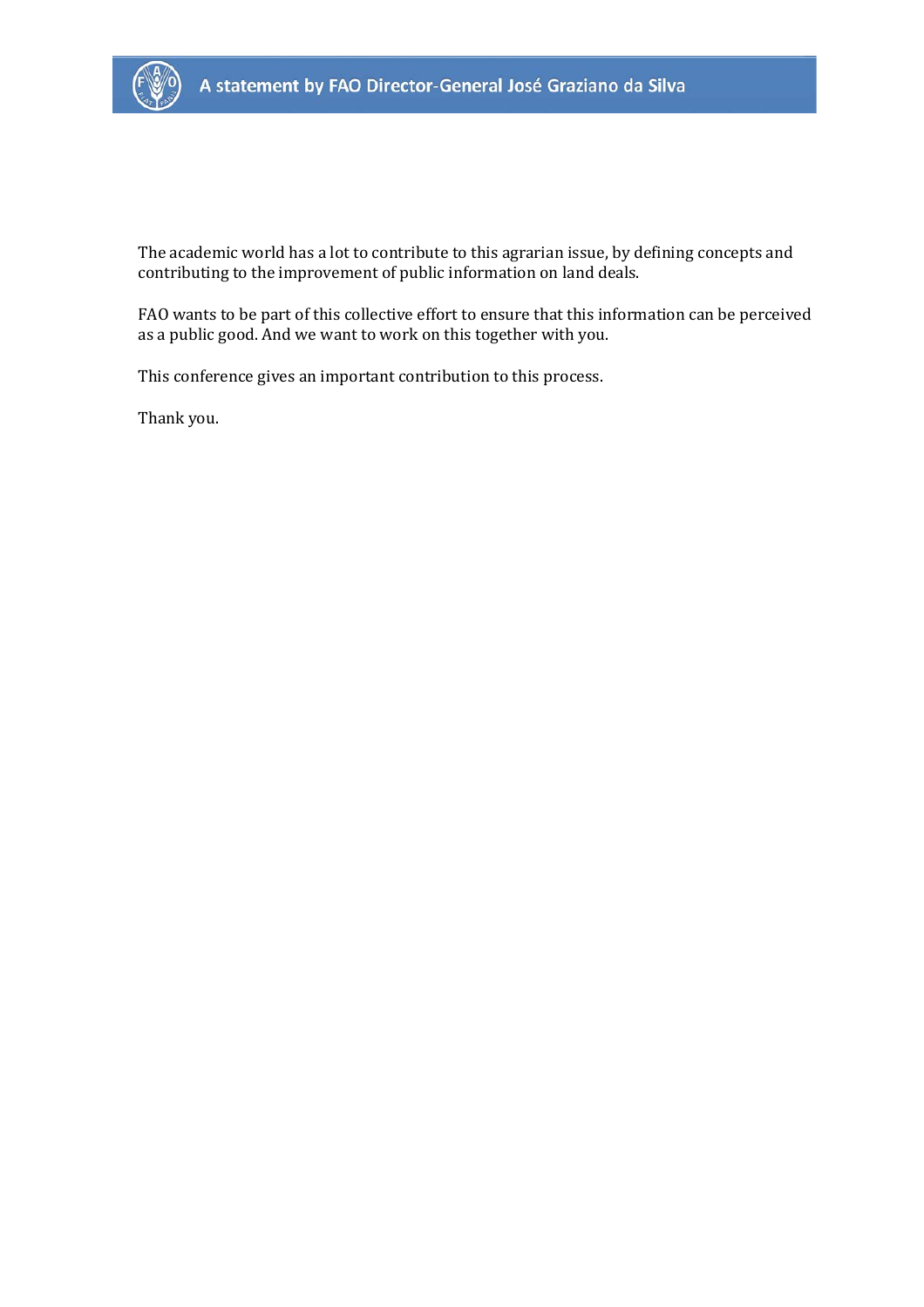The academic world has a lot to contribute to this agrarian issue, by defining concepts and contributing to the improvement of public information on land deals.

FAO wants to be part of this collective effort to ensure that this information can be perceived as a public good. And we want to work on this together with you.

This conference gives an important contribution to this process.

Thank you.